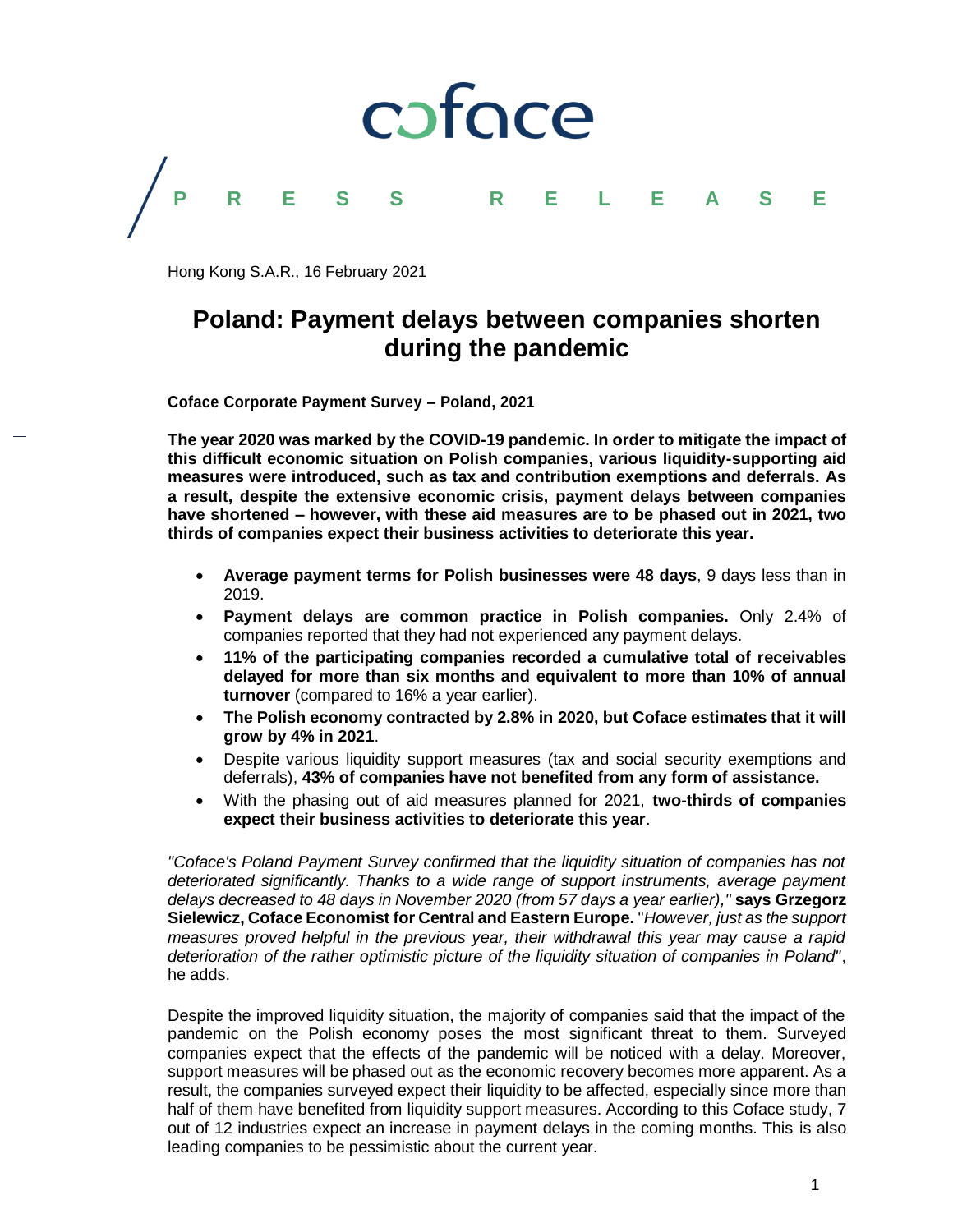coface

PRESS RELEASE

Hong Kong S.A.R., 16 February 2021

# Poland: Payment delays between companies shorten during the pandemic

**Coface Corporate Payment Survey – Poland, 2021**

**The year 2020 was marked by the COVID-19 pandemic. In order to mitigate the impact of this difficult economic situation on Polish companies, various liquidity-supporting aid measures were introduced, such as tax and contribution exemptions and deferrals. As a result, despite the extensive economic crisis, payment delays between companies have shortened – however, with these aid measures are to be phased out in 2021, two thirds of companies expect their business activities to deteriorate this year.**

- **Average payment terms for Polish businesses were 48 days**, 9 days less than in 2019.
- **Payment delays are common practice in Polish companies.** Only 2.4% of companies reported that they had not experienced any payment delays.
- **11% of the participating companies recorded a cumulative total of receivables delayed for more than six months and equivalent to more than 10% of annual turnover** (compared to 16% a year earlier).
- **The Polish economy contracted by 2.8% in 2020, but Coface estimates that it will grow by 4% in 2021**.
- Despite various liquidity support measures (tax and social security exemptions and deferrals), **43% of companies have not benefited from any form of assistance.**
- With the phasing out of aid measures planned for 2021, **two-thirds of companies expect their business activities to deteriorate this year**.

*"Coface's Poland Payment Survey confirmed that the liquidity situation of companies has not deteriorated significantly. Thanks to a wide range of support instruments, average payment delays decreased to 48 days in November 2020 (from 57 days a year earlier),"* **says Grzegorz Sielewicz, Coface Economist for Central and Eastern Europe.** "*However, just as the support measures proved helpful in the previous year, their withdrawal this year may cause a rapid deterioration of the rather optimistic picture of the liquidity situation of companies in Poland*", he adds.

Despite the improved liquidity situation, the majority of companies said that the impact of the pandemic on the Polish economy poses the most significant threat to them. Surveyed companies expect that the effects of the pandemic will be noticed with a delay. Moreover, support measures will be phased out as the economic recovery becomes more apparent. As a result, the companies surveyed expect their liquidity to be affected, especially since more than half of them have benefited from liquidity support measures. According to this Coface study, 7 out of 12 industries expect an increase in payment delays in the coming months. This is also leading companies to be pessimistic about the current year.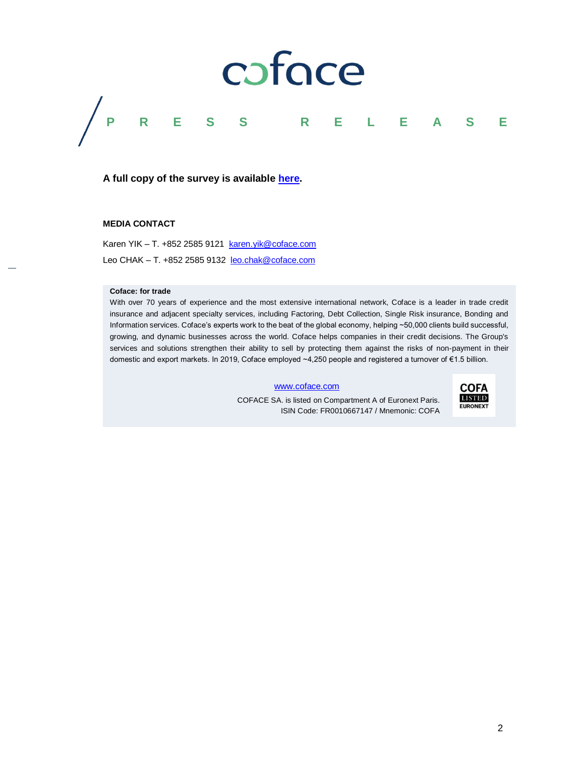**A full copy of the survey is available here.**

**MEDIA CONTACT**

Karen YIK – T. +852 2585 9121 karen.yik@coface.com

Leo CHAK – T. +852 2585 9132 leo.chak@coface.com

**Coface: for trade**

With over 70 years of experience and the most extensive international network, Coface is a leader in trade credit insurance and adjacent specialty services, including Factoring, Debt Collection, Single Risk insurance, Bonding and Information services. Coface's experts work to the beat of the global economy, helping ~50,000 clients build successful, growing, and dynamic businesses across the world. Coface helps companies in their credit decisions. The Group's services and solutions strengthen their ability to sell by protecting them against the risks of non-payment in their domestic and export markets. In 2019, Coface employed ~4,250 people and registered a turnover of €1.5 billion.

www.coface.com

COFACE SA. is listed on Compartment A of Euronext Paris.
ISIN Code: FR0010667147 / Mnemonic: COFA